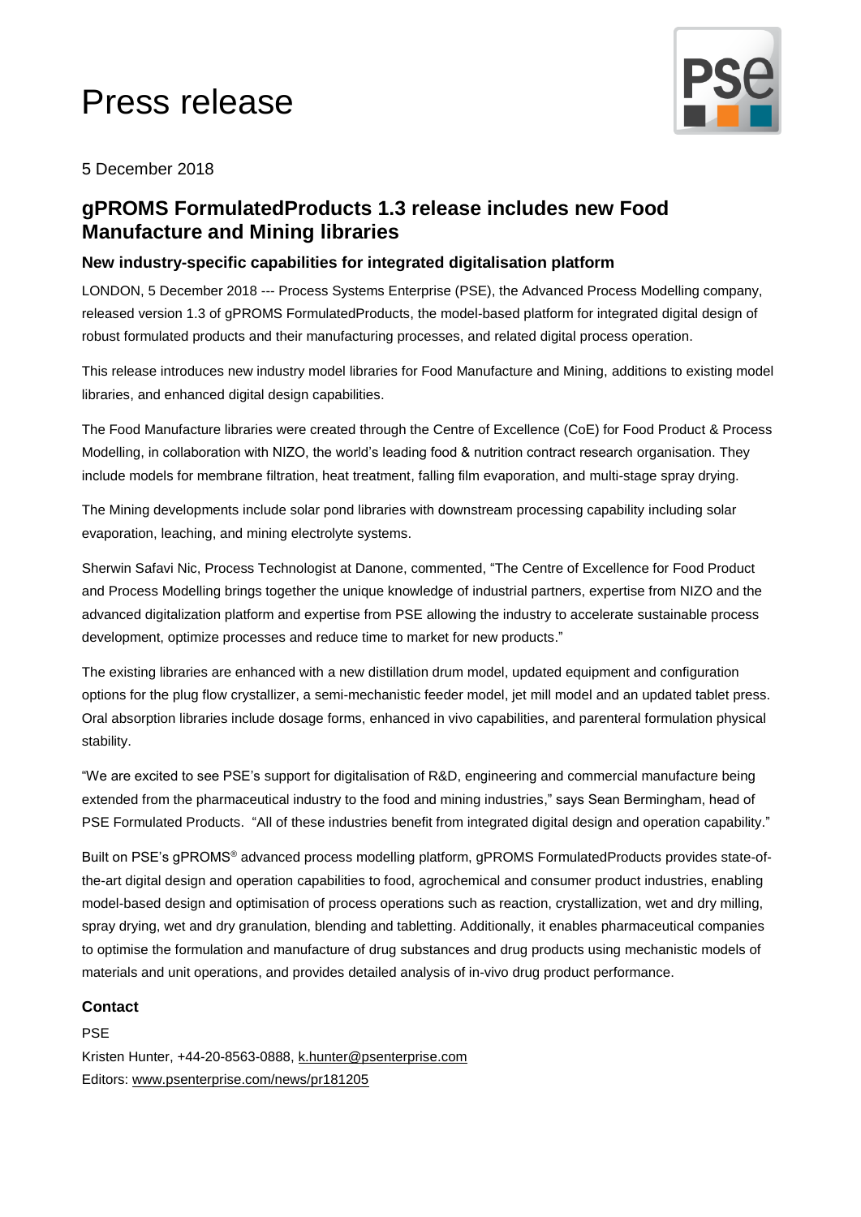# Press release

5 December 2018

## gPROMS FormulatedProducts 1.3 release includes new Food Manufacture and Mining libraries

### New industry-specific capabilities for integrated digitalisation platform

LONDON, 5 December 2018 --- Process Systems Enterprise (PSE), the Advanced Process Modelling company, released version 1.3 of gPROMS FormulatedProducts, the model-based platform for integrated digital design of robust formulated products and their manufacturing processes, and related digital process operation.

This release introduces new industry model libraries for Food Manufacture and Mining, additions to existing model libraries, and enhanced digital design capabilities.

The Food Manufacture libraries were created through the Centre of Excellence (CoE) for Food Product & Process Modelling, in collaboration with NIZO, the world's leading food & nutrition contract research organisation. They include models for membrane filtration, heat treatment, falling film evaporation, and multi-stage spray drying.

The Mining developments include solar pond libraries with downstream processing capability including solar evaporation, leaching, and mining electrolyte systems.

Sherwin Safavi Nic, Process Technologist at Danone, commented, "The Centre of Excellence for Food Product and Process Modelling brings together the unique knowledge of industrial partners, expertise from NIZO and the advanced digitalization platform and expertise from PSE allowing the industry to accelerate sustainable process development, optimize processes and reduce time to market for new products."

The existing libraries are enhanced with a new distillation drum model, updated equipment and configuration options for the plug flow crystallizer, a semi-mechanistic feeder model, jet mill model and an updated tablet press. Oral absorption libraries include dosage forms, enhanced in vivo capabilities, and parenteral formulation physical stability.

"We are excited to see PSE's support for digitalisation of R&D, engineering and commercial manufacture being extended from the pharmaceutical industry to the food and mining industries," says Sean Bermingham, head of PSE Formulated Products. "All of these industries benefit from integrated digital design and operation capability."

Built on PSE's gPROMS® advanced process modelling platform, gPROMS FormulatedProducts provides state-of-the-art digital design and operation capabilities to food, agrochemical and consumer product industries, enabling model-based design and optimisation of process operations such as reaction, crystallization, wet and dry milling, spray drying, wet and dry granulation, blending and tabletting. Additionally, it enables pharmaceutical companies to optimise the formulation and manufacture of drug substances and drug products using mechanistic models of materials and unit operations, and provides detailed analysis of in-vivo drug product performance.

### Contact

PSE
Kristen Hunter, +44-20-8563-0888, k.hunter@psenterprise.com
Editors: www.psenterprise.com/news/pr181205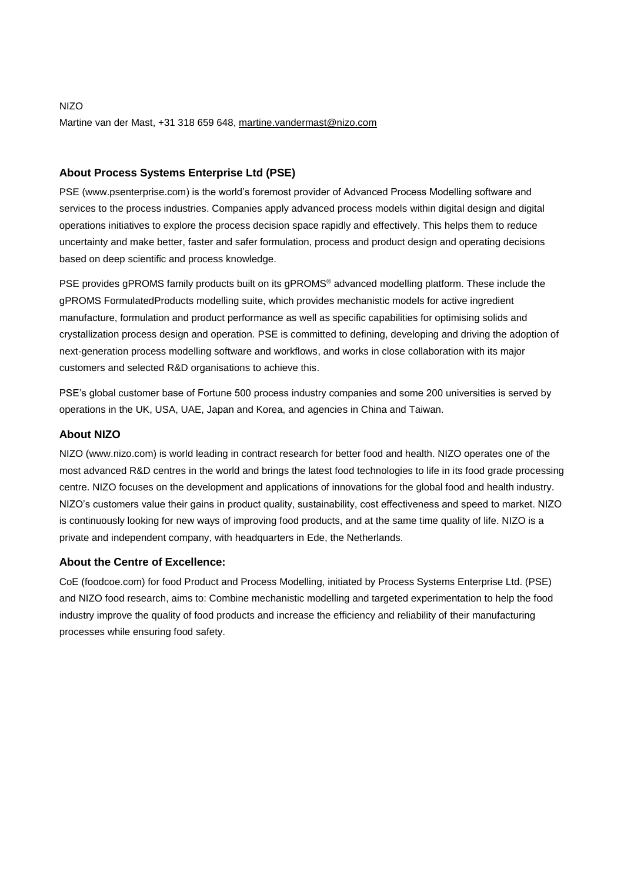NIZO

Martine van der Mast, +31 318 659 648, martine.vandermast@nizo.com

### About Process Systems Enterprise Ltd (PSE)

PSE (www.psenterprise.com) is the world's foremost provider of Advanced Process Modelling software and services to the process industries. Companies apply advanced process models within digital design and digital operations initiatives to explore the process decision space rapidly and effectively. This helps them to reduce uncertainty and make better, faster and safer formulation, process and product design and operating decisions based on deep scientific and process knowledge.

PSE provides gPROMS family products built on its gPROMS® advanced modelling platform. These include the gPROMS FormulatedProducts modelling suite, which provides mechanistic models for active ingredient manufacture, formulation and product performance as well as specific capabilities for optimising solids and crystallization process design and operation. PSE is committed to defining, developing and driving the adoption of next-generation process modelling software and workflows, and works in close collaboration with its major customers and selected R&D organisations to achieve this.

PSE's global customer base of Fortune 500 process industry companies and some 200 universities is served by operations in the UK, USA, UAE, Japan and Korea, and agencies in China and Taiwan.

### About NIZO

NIZO (www.nizo.com) is world leading in contract research for better food and health. NIZO operates one of the most advanced R&D centres in the world and brings the latest food technologies to life in its food grade processing centre. NIZO focuses on the development and applications of innovations for the global food and health industry. NIZO's customers value their gains in product quality, sustainability, cost effectiveness and speed to market. NIZO is continuously looking for new ways of improving food products, and at the same time quality of life. NIZO is a private and independent company, with headquarters in Ede, the Netherlands.

### About the Centre of Excellence:

CoE (foodcoe.com) for food Product and Process Modelling, initiated by Process Systems Enterprise Ltd. (PSE) and NIZO food research, aims to: Combine mechanistic modelling and targeted experimentation to help the food industry improve the quality of food products and increase the efficiency and reliability of their manufacturing processes while ensuring food safety.